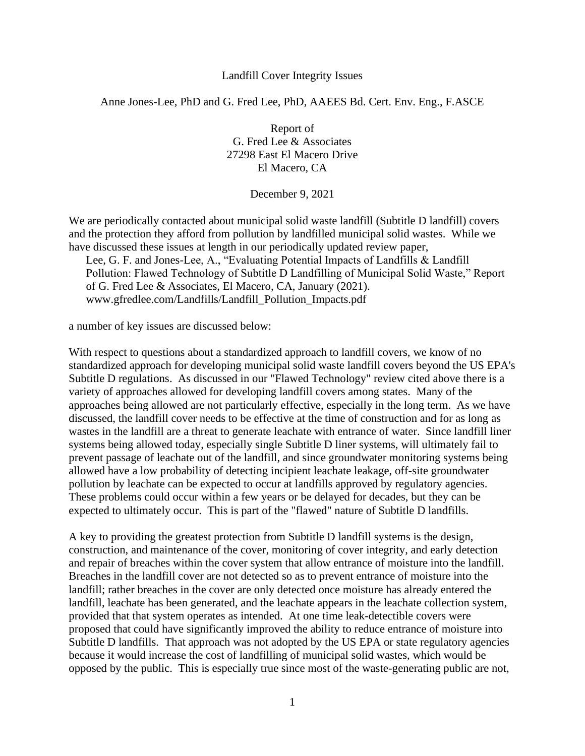# Landfill Cover Integrity Issues

Anne Jones-Lee, PhD and G. Fred Lee, PhD, AAEES Bd. Cert. Env. Eng., F.ASCE

Report of
G. Fred Lee & Associates
27298 East El Macero Drive
El Macero, CA

December 9, 2021

We are periodically contacted about municipal solid waste landfill (Subtitle D landfill) covers and the protection they afford from pollution by landfilled municipal solid wastes. While we have discussed these issues at length in our periodically updated review paper,

> Lee, G. F. and Jones-Lee, A., "Evaluating Potential Impacts of Landfills & Landfill Pollution: Flawed Technology of Subtitle D Landfilling of Municipal Solid Waste," Report of G. Fred Lee & Associates, El Macero, CA, January (2021). www.gfredlee.com/Landfills/Landfill_Pollution_Impacts.pdf

a number of key issues are discussed below:

With respect to questions about a standardized approach to landfill covers, we know of no standardized approach for developing municipal solid waste landfill covers beyond the US EPA's Subtitle D regulations. As discussed in our "Flawed Technology" review cited above there is a variety of approaches allowed for developing landfill covers among states. Many of the approaches being allowed are not particularly effective, especially in the long term. As we have discussed, the landfill cover needs to be effective at the time of construction and for as long as wastes in the landfill are a threat to generate leachate with entrance of water. Since landfill liner systems being allowed today, especially single Subtitle D liner systems, will ultimately fail to prevent passage of leachate out of the landfill, and since groundwater monitoring systems being allowed have a low probability of detecting incipient leachate leakage, off-site groundwater pollution by leachate can be expected to occur at landfills approved by regulatory agencies. These problems could occur within a few years or be delayed for decades, but they can be expected to ultimately occur. This is part of the "flawed" nature of Subtitle D landfills.

A key to providing the greatest protection from Subtitle D landfill systems is the design, construction, and maintenance of the cover, monitoring of cover integrity, and early detection and repair of breaches within the cover system that allow entrance of moisture into the landfill. Breaches in the landfill cover are not detected so as to prevent entrance of moisture into the landfill; rather breaches in the cover are only detected once moisture has already entered the landfill, leachate has been generated, and the leachate appears in the leachate collection system, provided that that system operates as intended. At one time leak-detectible covers were proposed that could have significantly improved the ability to reduce entrance of moisture into Subtitle D landfills. That approach was not adopted by the US EPA or state regulatory agencies because it would increase the cost of landfilling of municipal solid wastes, which would be opposed by the public. This is especially true since most of the waste-generating public are not,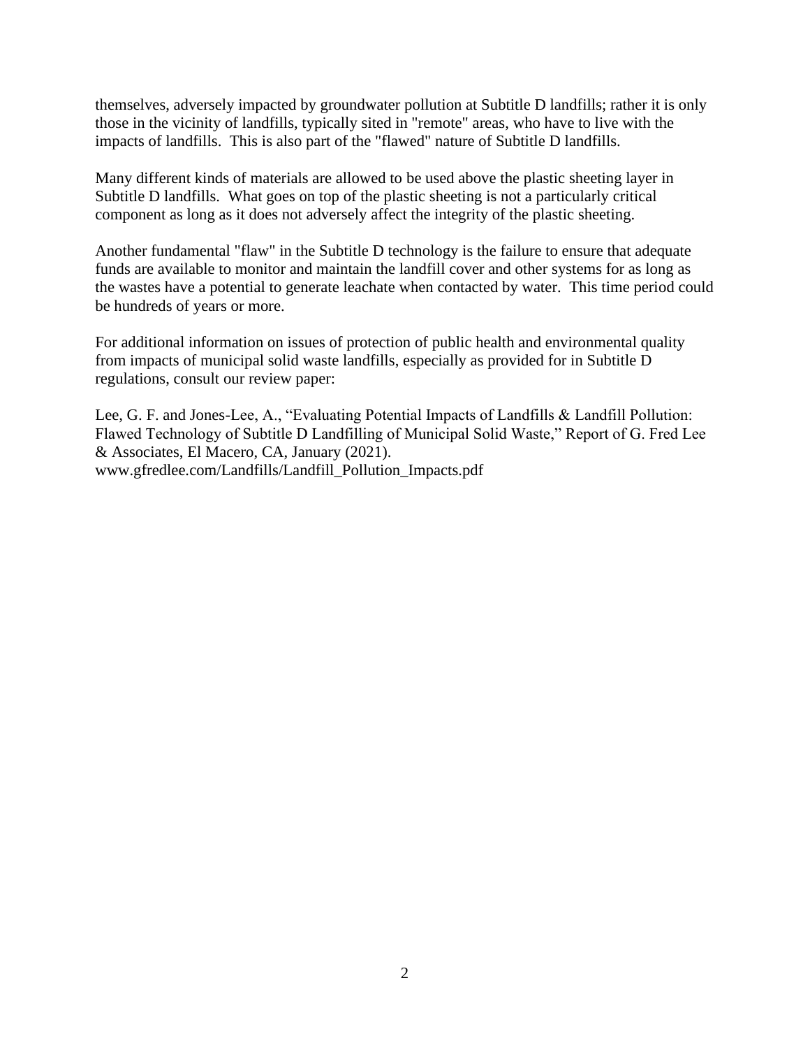themselves, adversely impacted by groundwater pollution at Subtitle D landfills; rather it is only those in the vicinity of landfills, typically sited in "remote" areas, who have to live with the impacts of landfills. This is also part of the "flawed" nature of Subtitle D landfills.

Many different kinds of materials are allowed to be used above the plastic sheeting layer in Subtitle D landfills. What goes on top of the plastic sheeting is not a particularly critical component as long as it does not adversely affect the integrity of the plastic sheeting.

Another fundamental "flaw" in the Subtitle D technology is the failure to ensure that adequate funds are available to monitor and maintain the landfill cover and other systems for as long as the wastes have a potential to generate leachate when contacted by water. This time period could be hundreds of years or more.

For additional information on issues of protection of public health and environmental quality from impacts of municipal solid waste landfills, especially as provided for in Subtitle D regulations, consult our review paper:

Lee, G. F. and Jones-Lee, A., "Evaluating Potential Impacts of Landfills & Landfill Pollution: Flawed Technology of Subtitle D Landfilling of Municipal Solid Waste," Report of G. Fred Lee & Associates, El Macero, CA, January (2021).
www.gfredlee.com/Landfills/Landfill_Pollution_Impacts.pdf